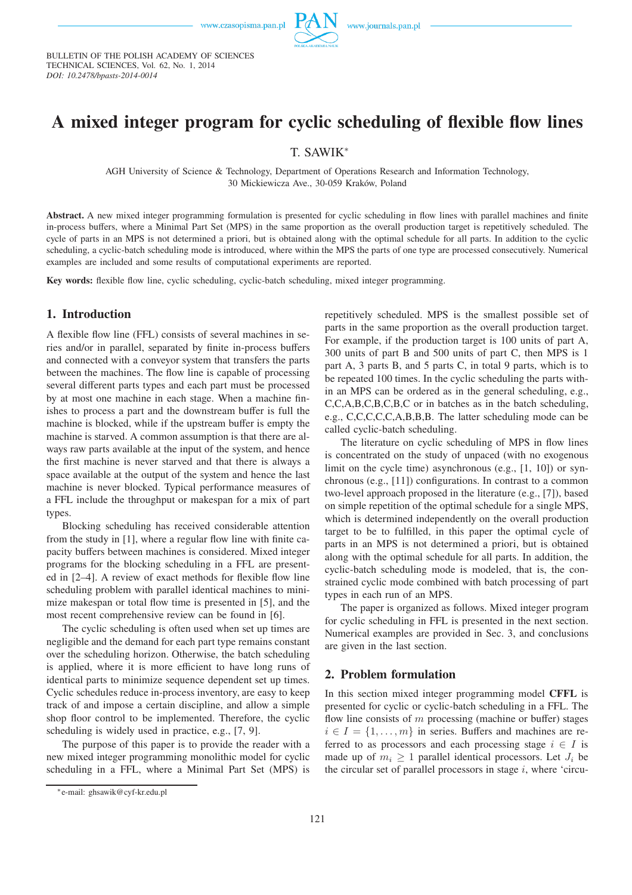# A mixed integer program for cyclic scheduling of flexible flow lines

T. SAWIK*

AGH University of Science & Technology, Department of Operations Research and Information Technology,
30 Mickiewicza Ave., 30-059 Kraków, Poland

**Abstract.** A new mixed integer programming formulation is presented for cyclic scheduling in flow lines with parallel machines and finite in-process buffers, where a Minimal Part Set (MPS) in the same proportion as the overall production target is repetitively scheduled. The cycle of parts in an MPS is not determined a priori, but is obtained along with the optimal schedule for all parts. In addition to the cyclic scheduling, a cyclic-batch scheduling mode is introduced, where within the MPS the parts of one type are processed consecutively. Numerical examples are included and some results of computational experiments are reported.

**Key words:** flexible flow line, cyclic scheduling, cyclic-batch scheduling, mixed integer programming.

## 1. Introduction

A flexible flow line (FFL) consists of several machines in series and/or in parallel, separated by finite in-process buffers and connected with a conveyor system that transfers the parts between the machines. The flow line is capable of processing several different parts types and each part must be processed by at most one machine in each stage. When a machine finishes to process a part and the downstream buffer is full the machine is blocked, while if the upstream buffer is empty the machine is starved. A common assumption is that there are always raw parts available at the input of the system, and hence the first machine is never starved and that there is always a space available at the output of the system and hence the last machine is never blocked. Typical performance measures of a FFL include the throughput or makespan for a mix of part types.

Blocking scheduling has received considerable attention from the study in [1], where a regular flow line with finite capacity buffers between machines is considered. Mixed integer programs for the blocking scheduling in a FFL are presented in [2–4]. A review of exact methods for flexible flow line scheduling problem with parallel identical machines to minimize makespan or total flow time is presented in [5], and the most recent comprehensive review can be found in [6].

The cyclic scheduling is often used when set up times are negligible and the demand for each part type remains constant over the scheduling horizon. Otherwise, the batch scheduling is applied, where it is more efficient to have long runs of identical parts to minimize sequence dependent set up times. Cyclic schedules reduce in-process inventory, are easy to keep track of and impose a certain discipline, and allow a simple shop floor control to be implemented. Therefore, the cyclic scheduling is widely used in practice, e.g., [7, 9].

The purpose of this paper is to provide the reader with a new mixed integer programming monolithic model for cyclic scheduling in a FFL, where a Minimal Part Set (MPS) is repetitively scheduled. MPS is the smallest possible set of parts in the same proportion as the overall production target. For example, if the production target is 100 units of part A, 300 units of part B and 500 units of part C, then MPS is 1 part A, 3 parts B, and 5 parts C, in total 9 parts, which is to be repeated 100 times. In the cyclic scheduling the parts within an MPS can be ordered as in the general scheduling, e.g., C,C,A,B,C,B,C,B,C or in batches as in the batch scheduling, e.g., C,C,C,C,C,A,B,B,B. The latter scheduling mode can be called cyclic-batch scheduling.

The literature on cyclic scheduling of MPS in flow lines is concentrated on the study of unpaced (with no exogenous limit on the cycle time) asynchronous (e.g., [1, 10]) or synchronous (e.g., [11]) configurations. In contrast to a common two-level approach proposed in the literature (e.g., [7]), based on simple repetition of the optimal schedule for a single MPS, which is determined independently on the overall production target to be to fulfilled, in this paper the optimal cycle of parts in an MPS is not determined a priori, but is obtained along with the optimal schedule for all parts. In addition, the cyclic-batch scheduling mode is modeled, that is, the constrained cyclic mode combined with batch processing of part types in each run of an MPS.

The paper is organized as follows. Mixed integer program for cyclic scheduling in FFL is presented in the next section. Numerical examples are provided in Sec. 3, and conclusions are given in the last section.

## 2. Problem formulation

In this section mixed integer programming model **CFFL** is presented for cyclic or cyclic-batch scheduling in a FFL. The flow line consists of $m$ processing (machine or buffer) stages $i \in I = \{1, \ldots, m\}$ in series. Buffers and machines are referred to as processors and each processing stage $i \in I$ is made up of $m_i \geq 1$ parallel identical processors. Let $J_i$ be the circular set of parallel processors in stage $i$, where 'circu-

*e-mail: ghsawik@cyf-kr.edu.pl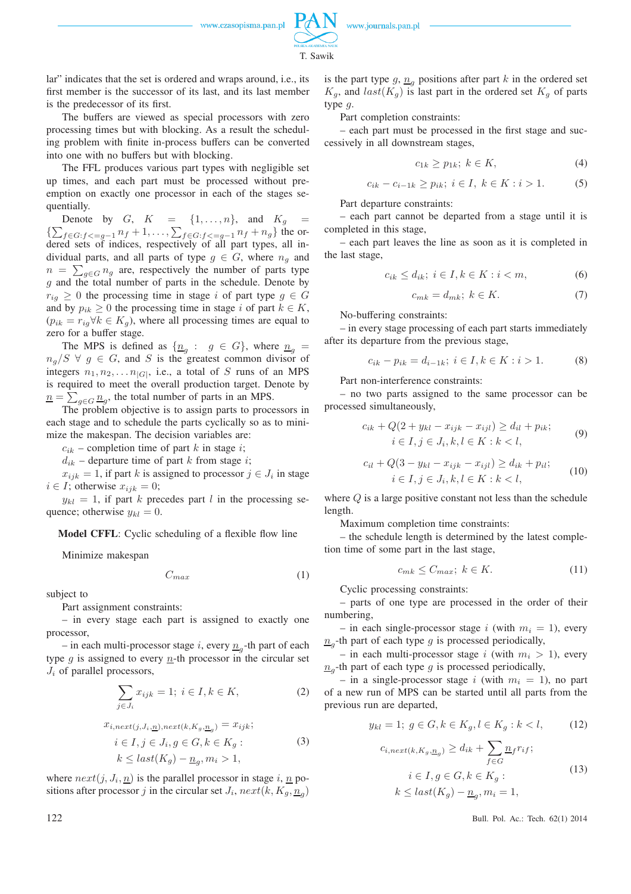lar" indicates that the set is ordered and wraps around, i.e., its first member is the successor of its last, and its last member is the predecessor of its first.

The buffers are viewed as special processors with zero processing times but with blocking. As a result the scheduling problem with finite in-process buffers can be converted into one with no buffers but with blocking.

The FFL produces various part types with negligible set up times, and each part must be processed without preemption on exactly one processor in each of the stages sequentially.

Denote by $G$, $K = \{1,\ldots,n\}$, and $K_g = \{\sum_{f\in G:f<=g-1} n_f + 1, \ldots, \sum_{f\in G:f<=g-1} n_f + n_g\}$ the ordered sets of indices, respectively of all part types, all individual parts, and all parts of type $g \in G$, where $n_g$ and $n = \sum_{g\in G} n_g$ are, respectively the number of parts type $g$ and the total number of parts in the schedule. Denote by $r_{ig} \geq 0$ the processing time in stage $i$ of part type $g \in G$ and by $p_{ik} \geq 0$ the processing time in stage $i$ of part $k \in K$, ($p_{ik} = r_{ig} \forall k \in K_g$), where all processing times are equal to zero for a buffer stage.

The MPS is defined as $\{\underline{n}_g : g \in G\}$, where $\underline{n}_g = n_g/S \ \forall \ g \in G$, and $S$ is the greatest common divisor of integers $n_1, n_2, \ldots n_{|G|}$, i.e., a total of $S$ runs of an MPS is required to meet the overall production target. Denote by $\underline{n} = \sum_{g\in G} \underline{n}_g$, the total number of parts in an MPS.

The problem objective is to assign parts to processors in each stage and to schedule the parts cyclically so as to minimize the makespan. The decision variables are:

$c_{ik}$ – completion time of part $k$ in stage $i$;

$d_{ik}$ – departure time of part $k$ from stage $i$;

$x_{ijk} = 1$, if part $k$ is assigned to processor $j \in J_i$ in stage $i \in I$; otherwise $x_{ijk} = 0$;

$y_{kl} = 1$, if part $k$ precedes part $l$ in the processing sequence; otherwise $y_{kl} = 0$.

**Model CFFL**: Cyclic scheduling of a flexible flow line

Minimize makespan

$$C_{max} \tag{1}$$

subject to

Part assignment constraints:

– in every stage each part is assigned to exactly one processor,

– in each multi-processor stage $i$, every $\underline{n}_g$-th part of each type $g$ is assigned to every $\underline{n}$-th processor in the circular set $J_i$ of parallel processors,

$$\sum_{j\in J_i} x_{ijk} = 1; \ i \in I, k \in K, \tag{2}$$

$$x_{i,next(j,J_i,\underline{n}),next(k,K_g,\underline{n}_g)} = x_{ijk}; \quad i \in I, j \in J_i, g \in G, k \in K_g : \quad k \leq last(K_g) - \underline{n}_g, m_i > 1, \tag{3}$$

where $next(j, J_i, \underline{n})$ is the parallel processor in stage $i$, $\underline{n}$ positions after processor $j$ in the circular set $J_i$, $next(k, K_g, \underline{n}_g)$ is the part type $g$, $\underline{n}_g$ positions after part $k$ in the ordered set $K_g$, and $last(K_g)$ is last part in the ordered set $K_g$ of parts type $g$.

Part completion constraints:

– each part must be processed in the first stage and successively in all downstream stages,

$$c_{1k} \geq p_{1k}; \ k \in K, \tag{4}$$

$$c_{ik} - c_{i-1k} \geq p_{ik}; \ i \in I, \ k \in K : i > 1. \tag{5}$$

Part departure constraints:

– each part cannot be departed from a stage until it is completed in this stage,

– each part leaves the line as soon as it is completed in the last stage,

$$c_{ik} \leq d_{ik}; \ i \in I, k \in K : i < m, \tag{6}$$

$$c_{mk} = d_{mk}; \ k \in K. \tag{7}$$

No-buffering constraints:

– in every stage processing of each part starts immediately after its departure from the previous stage,

$$c_{ik} - p_{ik} = d_{i-1k}; \ i \in I, k \in K : i > 1. \tag{8}$$

Part non-interference constraints:

– no two parts assigned to the same processor can be processed simultaneously,

$$c_{ik} + Q(2 + y_{kl} - x_{ijk} - x_{ijl}) \geq d_{il} + p_{ik}; \quad i \in I, j \in J_i, k, l \in K : k < l, \tag{9}$$

$$c_{il} + Q(3 - y_{kl} - x_{ijk} - x_{ijl}) \geq d_{ik} + p_{il}; \quad i \in I, j \in J_i, k, l \in K : k < l, \tag{10}$$

where $Q$ is a large positive constant not less than the schedule length.

Maximum completion time constraints:

– the schedule length is determined by the latest completion time of some part in the last stage,

$$c_{mk} \leq C_{max}; \ k \in K. \tag{11}$$

Cyclic processing constraints:

– parts of one type are processed in the order of their numbering,

– in each single-processor stage $i$ (with $m_i = 1$), every $\underline{n}_g$-th part of each type $g$ is processed periodically,

– in each multi-processor stage $i$ (with $m_i > 1$), every $\underline{n}_g$-th part of each type $g$ is processed periodically,

– in a single-processor stage $i$ (with $m_i = 1$), no part of a new run of MPS can be started until all parts from the previous run are departed,

$$y_{kl} = 1; \ g \in G, k \in K_g, l \in K_g : k < l, \tag{12}$$

$$c_{i,next(k,K_g,\underline{n}_g)} \geq d_{ik} + \sum_{f\in G} \underline{n}_f r_{if}; \quad i \in I, g \in G, k \in K_g : \quad k \leq last(K_g) - \underline{n}_g, m_i = 1, \tag{13}$$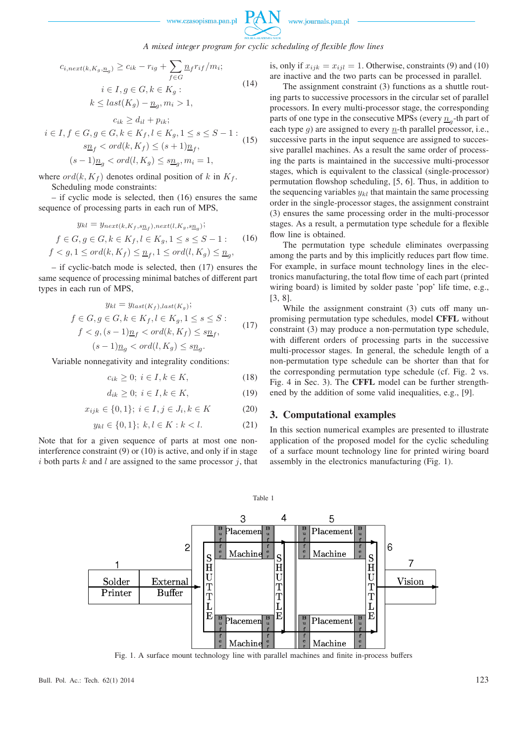$$c_{i,next(k,K_g,\underline{n}_g)} \geq c_{ik} - r_{ig} + \sum_{f\in G} \underline{n}_f r_{if}/m_i;$$
$$i \in I, g \in G, k \in K_g : \tag{14}$$
$$k \leq last(K_g) - \underline{n}_g, m_i > 1,$$

$$c_{ik} \geq d_{il} + p_{ik};$$
$$i \in I, f \in G, g \in G, k \in K_f, l \in K_g, 1 \leq s \leq S-1 : \tag{15}$$
$$s\underline{n}_f < ord(k, K_f) \leq (s+1)\underline{n}_f,$$
$$(s-1)\underline{n}_g < ord(l, K_g) \leq s\underline{n}_g, m_i = 1,$$

where $ord(k, K_f)$ denotes ordinal position of $k$ in $K_f$.

Scheduling mode constraints:

– if cyclic mode is selected, then (16) ensures the same sequence of processing parts in each run of MPS,

$$y_{kl} = y_{next(k,K_f,s\underline{n}_f),next(l,K_g,s\underline{n}_g)};$$
$$f \in G, g \in G, k \in K_f, l \in K_g, 1 \leq s \leq S-1 : \tag{16}$$
$$f < g, 1 \leq ord(k, K_f) \leq \underline{n}_f, 1 \leq ord(l, K_g) \leq \underline{n}_g,$$

– if cyclic-batch mode is selected, then (17) ensures the same sequence of processing minimal batches of different part types in each run of MPS,

$$y_{kl} = y_{last(K_f),last(K_g)};$$
$$f \in G, g \in G, k \in K_f, l \in K_g, 1 \leq s \leq S : \tag{17}$$
$$f < g, (s-1)\underline{n}_f < ord(k, K_f) \leq s\underline{n}_f,$$
$$(s-1)\underline{n}_g < ord(l, K_g) \leq s\underline{n}_g.$$

Variable nonnegativity and integrality conditions:

$$c_{ik} \geq 0;\ i \in I, k \in K, \tag{18}$$

$$d_{ik} \geq 0;\ i \in I, k \in K, \tag{19}$$

$$x_{ijk} \in \{0, 1\};\ i \in I, j \in J_i, k \in K \tag{20}$$

$$y_{kl} \in \{0, 1\};\ k, l \in K : k < l. \tag{21}$$

Note that for a given sequence of parts at most one non-interference constraint (9) or (10) is active, and only if in stage $i$ both parts $k$ and $l$ are assigned to the same processor $j$, that is, only if $x_{ijk} = x_{ijl} = 1$. Otherwise, constraints (9) and (10) are inactive and the two parts can be processed in parallel.

The assignment constraint (3) functions as a shuttle routing parts to successive processors in the circular set of parallel processors. In every multi-processor stage, the corresponding parts of one type in the consecutive MPSs (every $\underline{n}_g$-th part of each type $g$) are assigned to every $\underline{n}$-th parallel processor, i.e., successive parts in the input sequence are assigned to successive parallel machines. As a result the same order of processing the parts is maintained in the successive multi-processor stages, which is equivalent to the classical (single-processor) permutation flowshop scheduling, [5, 6]. Thus, in addition to the sequencing variables $y_{kl}$ that maintain the same processing order in the single-processor stages, the assignment constraint (3) ensures the same processing order in the multi-processor stages. As a result, a permutation type schedule for a flexible flow line is obtained.

The permutation type schedule eliminates overpassing among the parts and by this implicitly reduces part flow time. For example, in surface mount technology lines in the electronics manufacturing, the total flow time of each part (printed wiring board) is limited by solder paste 'pop' life time, e.g., [3, 8].

While the assignment constraint (3) cuts off many unpromising permutation type schedules, model **CFFL** without constraint (3) may produce a non-permutation type schedule, with different orders of processing parts in the successive multi-processor stages. In general, the schedule length of a non-permutation type schedule can be shorter than that for the corresponding permutation type schedule (cf. Fig. 2 vs. Fig. 4 in Sec. 3). The **CFFL** model can be further strengthened by the addition of some valid inequalities, e.g., [9].

## 3. Computational examples

In this section numerical examples are presented to illustrate application of the proposed model for the cyclic scheduling of a surface mount technology line for printed wiring board assembly in the electronics manufacturing (Fig. 1).

Table 1

Fig. 1. A surface mount technology line with parallel machines and finite in-process buffers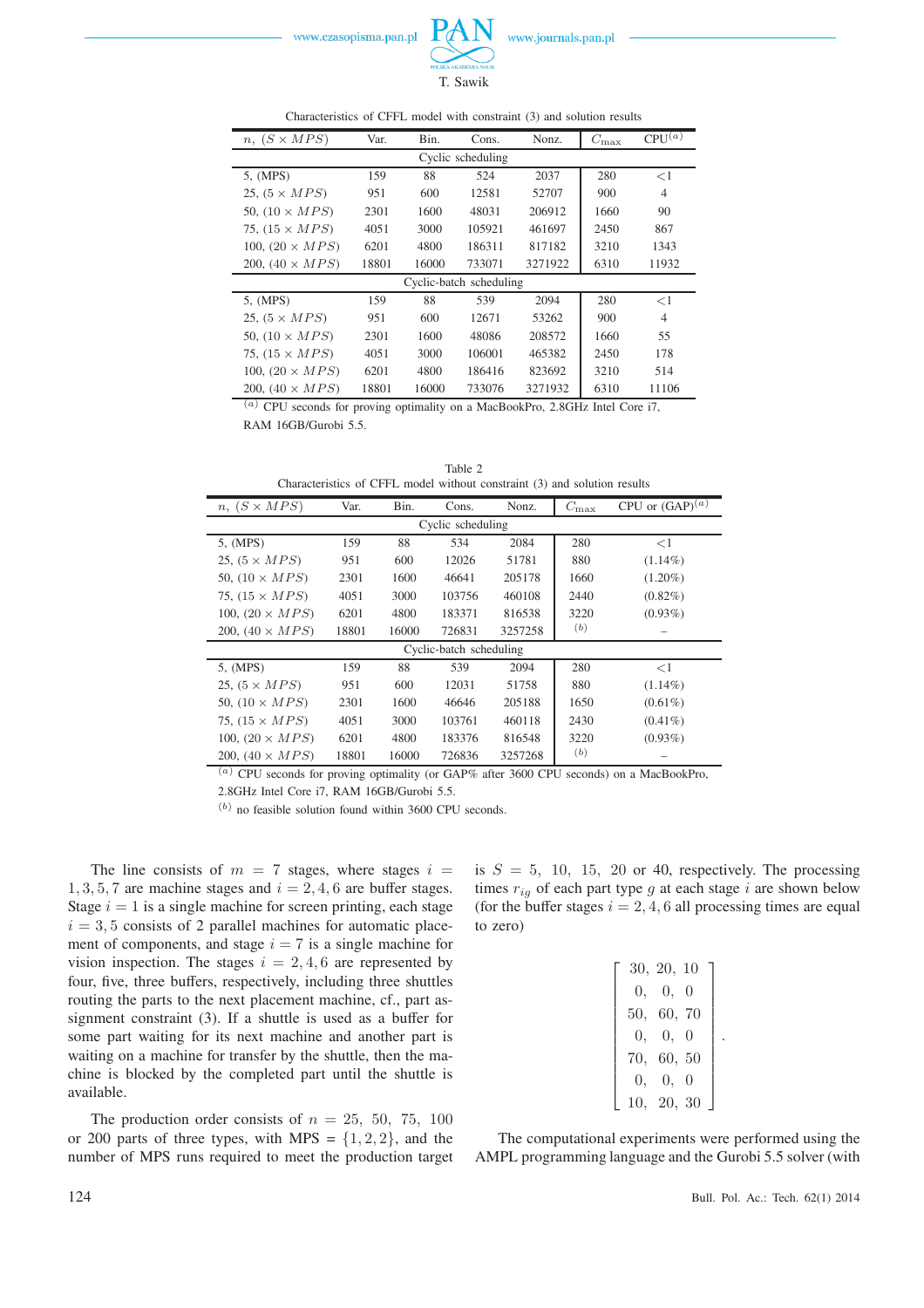Characteristics of CFFL model with constraint (3) and solution results

| $n$, $(S \times MPS)$ | Var. | Bin. | Cons. | Nonz. | $C_{\max}$ | CPU[(a)] |
|---|---|---|---|---|---|---|
| Cyclic scheduling | | | | | | |
| 5, (MPS) | 159 | 88 | 524 | 2037 | 280 | <1 |
| 25, $(5 \times MPS)$ | 951 | 600 | 12581 | 52707 | 900 | 4 |
| 50, $(10 \times MPS)$ | 2301 | 1600 | 48031 | 206912 | 1660 | 90 |
| 75, $(15 \times MPS)$ | 4051 | 3000 | 105921 | 461697 | 2450 | 867 |
| 100, $(20 \times MPS)$ | 6201 | 4800 | 186311 | 817182 | 3210 | 1343 |
| 200, $(40 \times MPS)$ | 18801 | 16000 | 733071 | 3271922 | 6310 | 11932 |
| Cyclic-batch scheduling | | | | | | |
| 5, (MPS) | 159 | 88 | 539 | 2094 | 280 | <1 |
| 25, $(5 \times MPS)$ | 951 | 600 | 12671 | 53262 | 900 | 4 |
| 50, $(10 \times MPS)$ | 2301 | 1600 | 48086 | 208572 | 1660 | 55 |
| 75, $(15 \times MPS)$ | 4051 | 3000 | 106001 | 465382 | 2450 | 178 |
| 100, $(20 \times MPS)$ | 6201 | 4800 | 186416 | 823692 | 3210 | 514 |
| 200, $(40 \times MPS)$ | 18801 | 16000 | 733076 | 3271932 | 6310 | 11106 |

[(a)] CPU seconds for proving optimality on a MacBookPro, 2.8GHz Intel Core i7, RAM 16GB/Gurobi 5.5.

Table 2
Characteristics of CFFL model without constraint (3) and solution results

| $n$, $(S \times MPS)$ | Var. | Bin. | Cons. | Nonz. | $C_{\max}$ | CPU or (GAP)[(a)] |
|---|---|---|---|---|---|---|
| Cyclic scheduling | | | | | | |
| 5, (MPS) | 159 | 88 | 534 | 2084 | 280 | <1 |
| 25, $(5 \times MPS)$ | 951 | 600 | 12026 | 51781 | 880 | (1.14%) |
| 50, $(10 \times MPS)$ | 2301 | 1600 | 46641 | 205178 | 1660 | (1.20%) |
| 75, $(15 \times MPS)$ | 4051 | 3000 | 103756 | 460108 | 2440 | (0.82%) |
| 100, $(20 \times MPS)$ | 6201 | 4800 | 183371 | 816538 | 3220 | (0.93%) |
| 200, $(40 \times MPS)$ | 18801 | 16000 | 726831 | 3257258 | [(b)] | – |
| Cyclic-batch scheduling | | | | | | |
| 5, (MPS) | 159 | 88 | 539 | 2094 | 280 | <1 |
| 25, $(5 \times MPS)$ | 951 | 600 | 12031 | 51758 | 880 | (1.14%) |
| 50, $(10 \times MPS)$ | 2301 | 1600 | 46646 | 205188 | 1650 | (0.61%) |
| 75, $(15 \times MPS)$ | 4051 | 3000 | 103761 | 460118 | 2430 | (0.41%) |
| 100, $(20 \times MPS)$ | 6201 | 4800 | 183376 | 816548 | 3220 | (0.93%) |
| 200, $(40 \times MPS)$ | 18801 | 16000 | 726836 | 3257268 | [(b)] | – |

[(a)] CPU seconds for proving optimality (or GAP% after 3600 CPU seconds) on a MacBookPro, 2.8GHz Intel Core i7, RAM 16GB/Gurobi 5.5.
[(b)] no feasible solution found within 3600 CPU seconds.

The line consists of $m = 7$ stages, where stages $i = 1,3,5,7$ are machine stages and $i = 2,4,6$ are buffer stages. Stage $i = 1$ is a single machine for screen printing, each stage $i = 3,5$ consists of 2 parallel machines for automatic placement of components, and stage $i = 7$ is a single machine for vision inspection. The stages $i = 2,4,6$ are represented by four, five, three buffers, respectively, including three shuttles routing the parts to the next placement machine, cf., part assignment constraint (3). If a shuttle is used as a buffer for some part waiting for its next machine and another part is waiting on a machine for transfer by the shuttle, then the machine is blocked by the completed part until the shuttle is available.

The production order consists of $n = 25$, 50, 75, 100 or 200 parts of three types, with MPS = $\{1,2,2\}$, and the number of MPS runs required to meet the production target is $S = 5$, 10, 15, 20 or 40, respectively. The processing times $r_{ig}$ of each part type $g$ at each stage $i$ are shown below (for the buffer stages $i = 2,4,6$ all processing times are equal to zero)

$$\begin{bmatrix} 30, & 20, & 10 \\ 0, & 0, & 0 \\ 50, & 60, & 70 \\ 0, & 0, & 0 \\ 70, & 60, & 50 \\ 0, & 0, & 0 \\ 10, & 20, & 30 \end{bmatrix}.$$

The computational experiments were performed using the AMPL programming language and the Gurobi 5.5 solver (with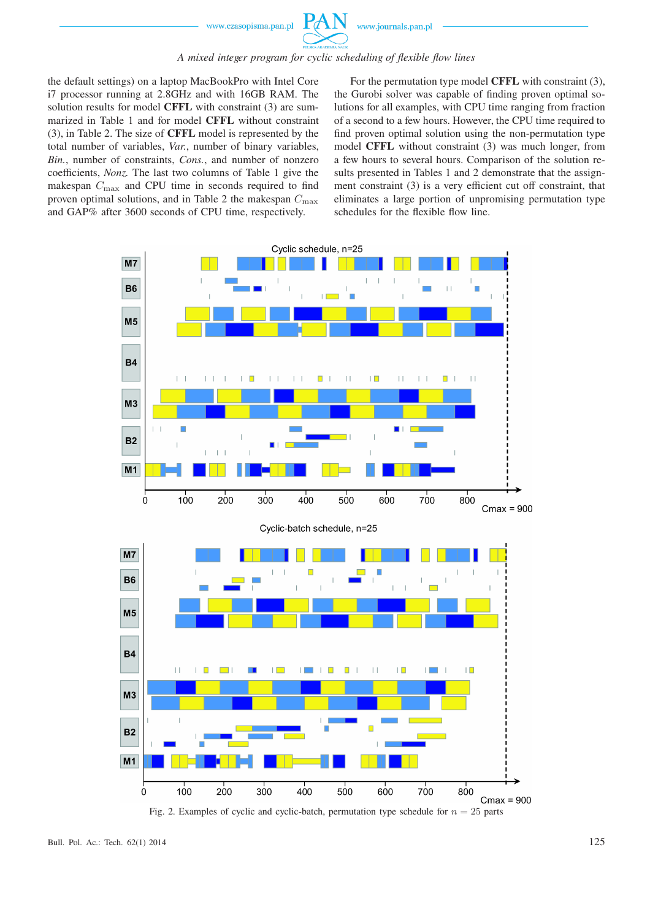the default settings) on a laptop MacBookPro with Intel Core i7 processor running at 2.8GHz and with 16GB RAM. The solution results for model **CFFL** with constraint (3) are summarized in Table 1 and for model **CFFL** without constraint (3), in Table 2. The size of **CFFL** model is represented by the total number of variables, *Var.*, number of binary variables, *Bin.*, number of constraints, *Cons.*, and number of nonzero coefficients, *Nonz.* The last two columns of Table 1 give the makespan $C_{\max}$ and CPU time in seconds required to find proven optimal solutions, and in Table 2 the makespan $C_{\max}$ and GAP% after 3600 seconds of CPU time, respectively.

For the permutation type model **CFFL** with constraint (3), the Gurobi solver was capable of finding proven optimal solutions for all examples, with CPU time ranging from fraction of a second to a few hours. However, the CPU time required to find proven optimal solution using the non-permutation type model **CFFL** without constraint (3) was much longer, from a few hours to several hours. Comparison of the solution results presented in Tables 1 and 2 demonstrate that the assignment constraint (3) is a very efficient cut off constraint, that eliminates a large portion of unpromising permutation type schedules for the flexible flow line.

Fig. 2. Examples of cyclic and cyclic-batch, permutation type schedule for $n = 25$ parts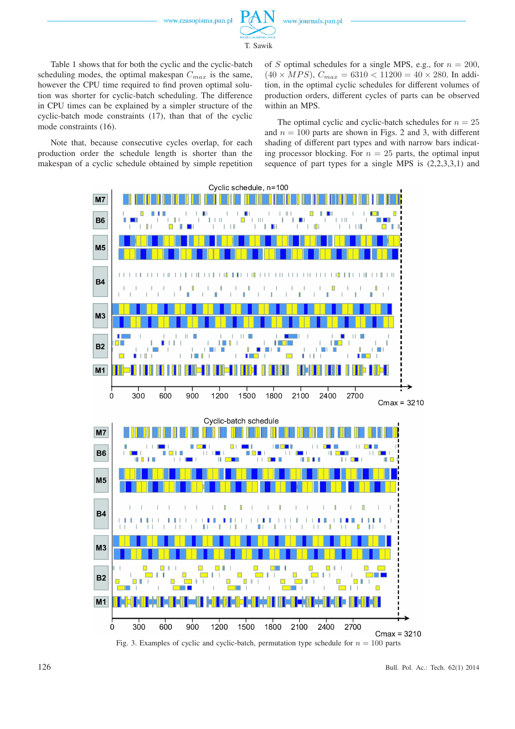Table 1 shows that for both the cyclic and the cyclic-batch scheduling modes, the optimal makespan $C_{max}$ is the same, however the CPU time required to find proven optimal solution was shorter for cyclic-batch scheduling. The difference in CPU times can be explained by a simpler structure of the cyclic-batch mode constraints (17), than that of the cyclic mode constraints (16).

Note that, because consecutive cycles overlap, for each production order the schedule length is shorter than the makespan of a cyclic schedule obtained by simple repetition of $S$ optimal schedules for a single MPS, e.g., for $n = 200$, $(40 \times MPS)$, $C_{max} = 6310 < 11200 = 40 \times 280$. In addition, in the optimal cyclic schedules for different volumes of production orders, different cycles of parts can be observed within an MPS.

The optimal cyclic and cyclic-batch schedules for $n = 25$ and $n = 100$ parts are shown in Figs. 2 and 3, with different shading of different part types and with narrow bars indicating processor blocking. For $n = 25$ parts, the optimal input sequence of part types for a single MPS is (2,2,3,3,3,1) and

Fig. 3. Examples of cyclic and cyclic-batch, permutation type schedule for $n = 100$ parts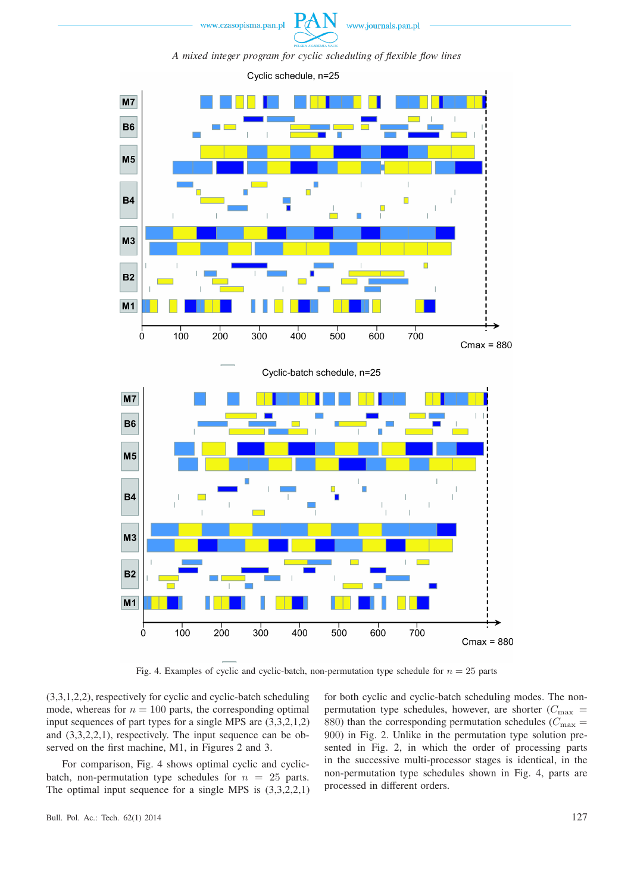Fig. 4. Examples of cyclic and cyclic-batch, non-permutation type schedule for $n = 25$ parts

(3,3,1,2,2), respectively for cyclic and cyclic-batch scheduling mode, whereas for $n = 100$ parts, the corresponding optimal input sequences of part types for a single MPS are (3,3,2,1,2) and (3,3,2,2,1), respectively. The input sequence can be observed on the first machine, M1, in Figures 2 and 3.

For comparison, Fig. 4 shows optimal cyclic and cyclic-batch, non-permutation type schedules for $n = 25$ parts. The optimal input sequence for a single MPS is (3,3,2,2,1) for both cyclic and cyclic-batch scheduling modes. The non-permutation type schedules, however, are shorter ($C_{\max} = 880$) than the corresponding permutation schedules ($C_{\max} = 900$) in Fig. 2. Unlike in the permutation type solution presented in Fig. 2, in which the order of processing parts in the successive multi-processor stages is identical, in the non-permutation type schedules shown in Fig. 4, parts are processed in different orders.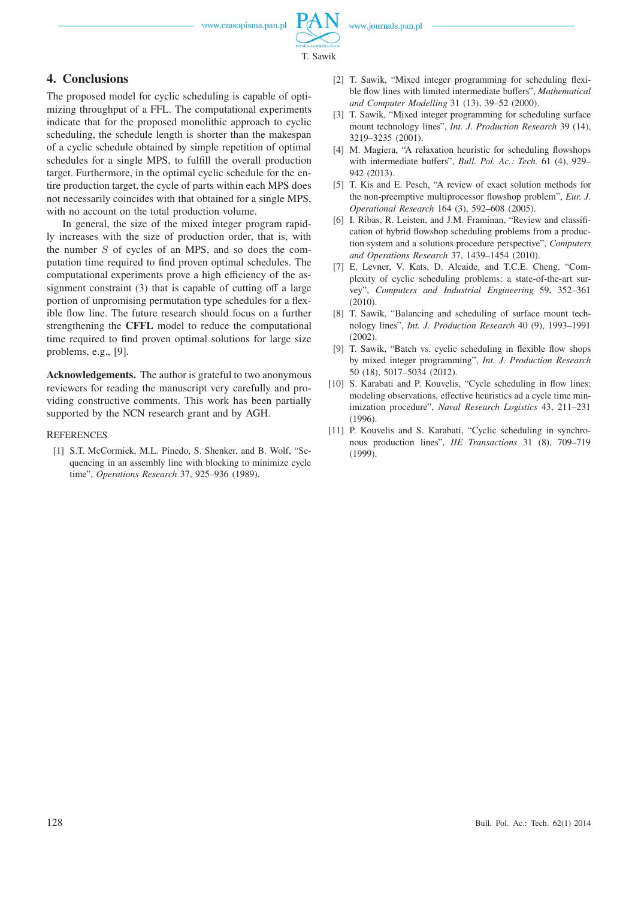## 4. Conclusions

The proposed model for cyclic scheduling is capable of optimizing throughput of a FFL. The computational experiments indicate that for the proposed monolithic approach to cyclic scheduling, the schedule length is shorter than the makespan of a cyclic schedule obtained by simple repetition of optimal schedules for a single MPS, to fulfill the overall production target. Furthermore, in the optimal cyclic schedule for the entire production target, the cycle of parts within each MPS does not necessarily coincides with that obtained for a single MPS, with no account on the total production volume.

In general, the size of the mixed integer program rapidly increases with the size of production order, that is, with the number $S$ of cycles of an MPS, and so does the computation time required to find proven optimal schedules. The computational experiments prove a high efficiency of the assignment constraint (3) that is capable of cutting off a large portion of unpromising permutation type schedules for a flexible flow line. The future research should focus on a further strengthening the **CFFL** model to reduce the computational time required to find proven optimal solutions for large size problems, e.g., [9].

**Acknowledgements.** The author is grateful to two anonymous reviewers for reading the manuscript very carefully and providing constructive comments. This work has been partially supported by the NCN research grant and by AGH.

REFERENCES

[1] S.T. McCormick, M.L. Pinedo, S. Shenker, and B. Wolf, "Sequencing in an assembly line with blocking to minimize cycle time", *Operations Research* 37, 925–936 (1989).

[2] T. Sawik, "Mixed integer programming for scheduling flexible flow lines with limited intermediate buffers", *Mathematical and Computer Modelling* 31 (13), 39–52 (2000).

[3] T. Sawik, "Mixed integer programming for scheduling surface mount technology lines", *Int. J. Production Research* 39 (14), 3219–3235 (2001).

[4] M. Magiera, "A relaxation heuristic for scheduling flowshops with intermediate buffers", *Bull. Pol. Ac.: Tech.* 61 (4), 929–942 (2013).

[5] T. Kis and E. Pesch, "A review of exact solution methods for the non-preemptive multiprocessor flowshop problem", *Eur. J. Operational Research* 164 (3), 592–608 (2005).

[6] I. Ribas, R. Leisten, and J.M. Framinan, "Review and classification of hybrid flowshop scheduling problems from a production system and a solutions procedure perspective", *Computers and Operations Research* 37, 1439–1454 (2010).

[7] E. Levner, V. Kats, D. Alcaide, and T.C.E. Cheng, "Complexity of cyclic scheduling problems: a state-of-the-art survey", *Computers and Industrial Engineering* 59, 352–361 (2010).

[8] T. Sawik, "Balancing and scheduling of surface mount technology lines", *Int. J. Production Research* 40 (9), 1993–1991 (2002).

[9] T. Sawik, "Batch vs. cyclic scheduling in flexible flow shops by mixed integer programming", *Int. J. Production Research* 50 (18), 5017–5034 (2012).

[10] S. Karabati and P. Kouvelis, "Cycle scheduling in flow lines: modeling observations, effective heuristics ad a cycle time minimization procedure", *Naval Research Logistics* 43, 211–231 (1996).

[11] P. Kouvelis and S. Karabati, "Cyclic scheduling in synchronous production lines", *IIE Transactions* 31 (8), 709–719 (1999).